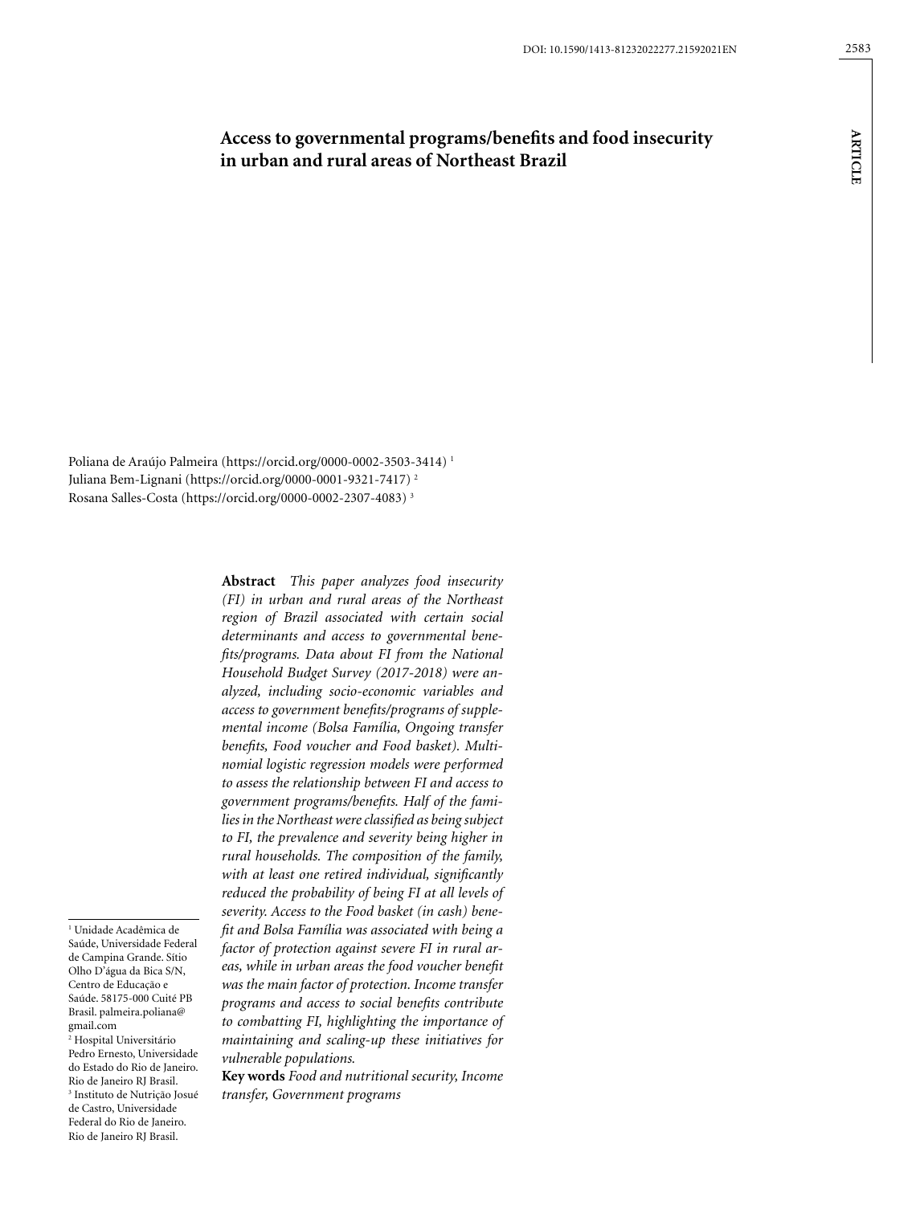# Access to governmental programs/benefits and food insecurity in urban and rural areas of Northeast Brazil

Poliana de Araújo Palmeira (https://orcid.org/0000-0002-3503-3414) [1]
Juliana Bem-Lignani (https://orcid.org/0000-0001-9321-7417) [2]
Rosana Salles-Costa (https://orcid.org/0000-0002-2307-4083) [3]

[1] Unidade Acadêmica de Saúde, Universidade Federal de Campina Grande. Sítio Olho D'água da Bica S/N, Centro de Educação e Saúde. 58175-000 Cuité PB Brasil. palmeira.poliana@gmail.com
[2] Hospital Universitário Pedro Ernesto, Universidade do Estado do Rio de Janeiro. Rio de Janeiro RJ Brasil.
[3] Instituto de Nutrição Josué de Castro, Universidade Federal do Rio de Janeiro. Rio de Janeiro RJ Brasil.

**Abstract** *This paper analyzes food insecurity (FI) in urban and rural areas of the Northeast region of Brazil associated with certain social determinants and access to governmental benefits/programs. Data about FI from the National Household Budget Survey (2017-2018) were analyzed, including socio-economic variables and access to government benefits/programs of supplemental income (Bolsa Família, Ongoing transfer benefits, Food voucher and Food basket). Multinomial logistic regression models were performed to assess the relationship between FI and access to government programs/benefits. Half of the families in the Northeast were classified as being subject to FI, the prevalence and severity being higher in rural households. The composition of the family, with at least one retired individual, significantly reduced the probability of being FI at all levels of severity. Access to the Food basket (in cash) benefit and Bolsa Família was associated with being a factor of protection against severe FI in rural areas, while in urban areas the food voucher benefit was the main factor of protection. Income transfer programs and access to social benefits contribute to combatting FI, highlighting the importance of maintaining and scaling-up these initiatives for vulnerable populations.*

**Key words** *Food and nutritional security, Income transfer, Government programs*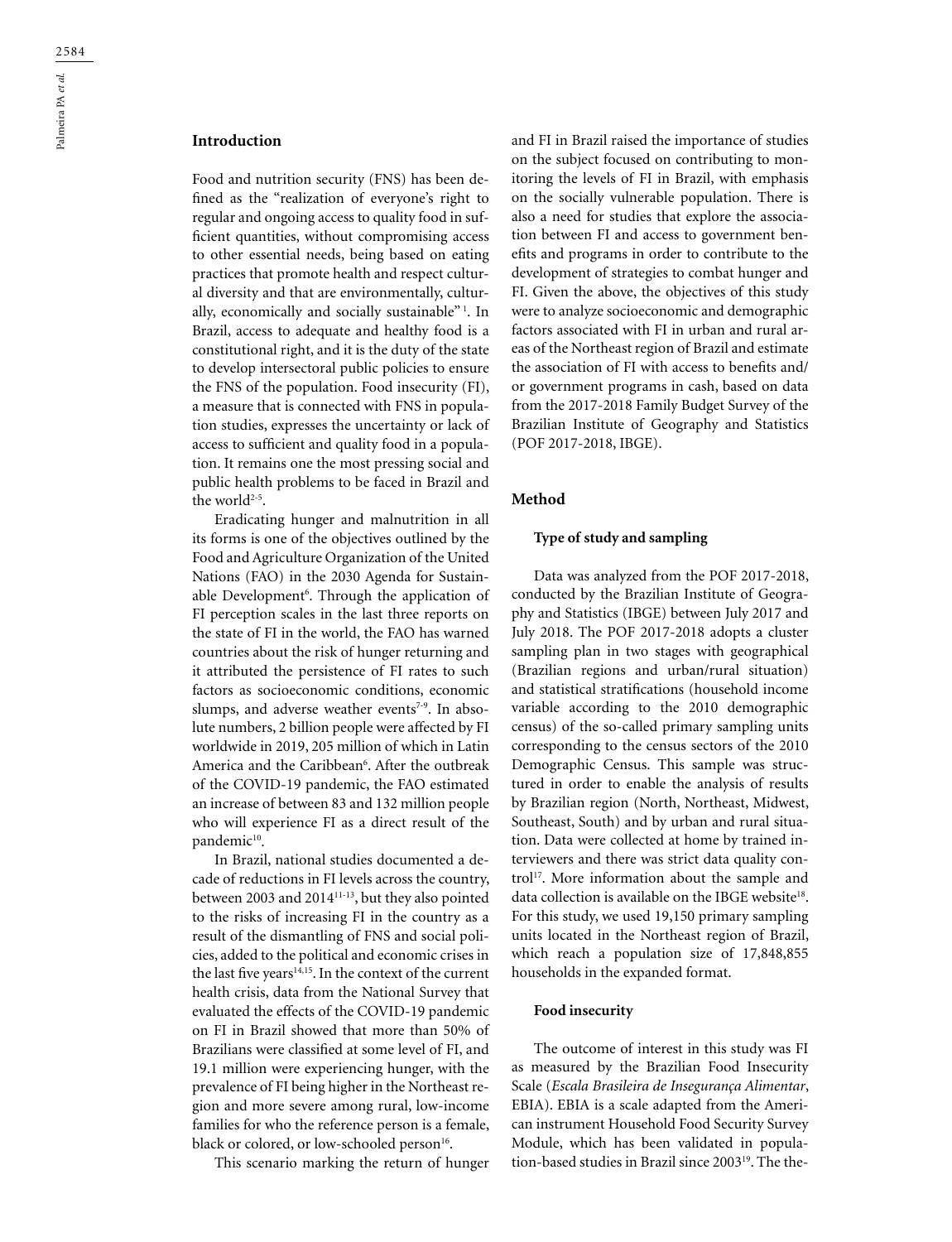## Introduction

Food and nutrition security (FNS) has been defined as the "realization of everyone's right to regular and ongoing access to quality food in sufficient quantities, without compromising access to other essential needs, being based on eating practices that promote health and respect cultural diversity and that are environmentally, culturally, economically and socially sustainable" [1]. In Brazil, access to adequate and healthy food is a constitutional right, and it is the duty of the state to develop intersectoral public policies to ensure the FNS of the population. Food insecurity (FI), a measure that is connected with FNS in population studies, expresses the uncertainty or lack of access to sufficient and quality food in a population. It remains one the most pressing social and public health problems to be faced in Brazil and the world[2-5].

Eradicating hunger and malnutrition in all its forms is one of the objectives outlined by the Food and Agriculture Organization of the United Nations (FAO) in the 2030 Agenda for Sustainable Development[6]. Through the application of FI perception scales in the last three reports on the state of FI in the world, the FAO has warned countries about the risk of hunger returning and it attributed the persistence of FI rates to such factors as socioeconomic conditions, economic slumps, and adverse weather events[7-9]. In absolute numbers, 2 billion people were affected by FI worldwide in 2019, 205 million of which in Latin America and the Caribbean[6]. After the outbreak of the COVID-19 pandemic, the FAO estimated an increase of between 83 and 132 million people who will experience FI as a direct result of the pandemic[10].

In Brazil, national studies documented a decade of reductions in FI levels across the country, between 2003 and 2014[11-13], but they also pointed to the risks of increasing FI in the country as a result of the dismantling of FNS and social policies, added to the political and economic crises in the last five years[14,15]. In the context of the current health crisis, data from the National Survey that evaluated the effects of the COVID-19 pandemic on FI in Brazil showed that more than 50% of Brazilians were classified at some level of FI, and 19.1 million were experiencing hunger, with the prevalence of FI being higher in the Northeast region and more severe among rural, low-income families for who the reference person is a female, black or colored, or low-schooled person[16].

This scenario marking the return of hunger and FI in Brazil raised the importance of studies on the subject focused on contributing to monitoring the levels of FI in Brazil, with emphasis on the socially vulnerable population. There is also a need for studies that explore the association between FI and access to government benefits and programs in order to contribute to the development of strategies to combat hunger and FI. Given the above, the objectives of this study were to analyze socioeconomic and demographic factors associated with FI in urban and rural areas of the Northeast region of Brazil and estimate the association of FI with access to benefits and/or government programs in cash, based on data from the 2017-2018 Family Budget Survey of the Brazilian Institute of Geography and Statistics (POF 2017-2018, IBGE).

## Method

### Type of study and sampling

Data was analyzed from the POF 2017-2018, conducted by the Brazilian Institute of Geography and Statistics (IBGE) between July 2017 and July 2018. The POF 2017-2018 adopts a cluster sampling plan in two stages with geographical (Brazilian regions and urban/rural situation) and statistical stratifications (household income variable according to the 2010 demographic census) of the so-called primary sampling units corresponding to the census sectors of the 2010 Demographic Census. This sample was structured in order to enable the analysis of results by Brazilian region (North, Northeast, Midwest, Southeast, South) and by urban and rural situation. Data were collected at home by trained interviewers and there was strict data quality control[17]. More information about the sample and data collection is available on the IBGE website[18]. For this study, we used 19,150 primary sampling units located in the Northeast region of Brazil, which reach a population size of 17,848,855 households in the expanded format.

### Food insecurity

The outcome of interest in this study was FI as measured by the Brazilian Food Insecurity Scale (*Escala Brasileira de Insegurança Alimentar*, EBIA). EBIA is a scale adapted from the American instrument Household Food Security Survey Module, which has been validated in population-based studies in Brazil since 2003[19]. The the-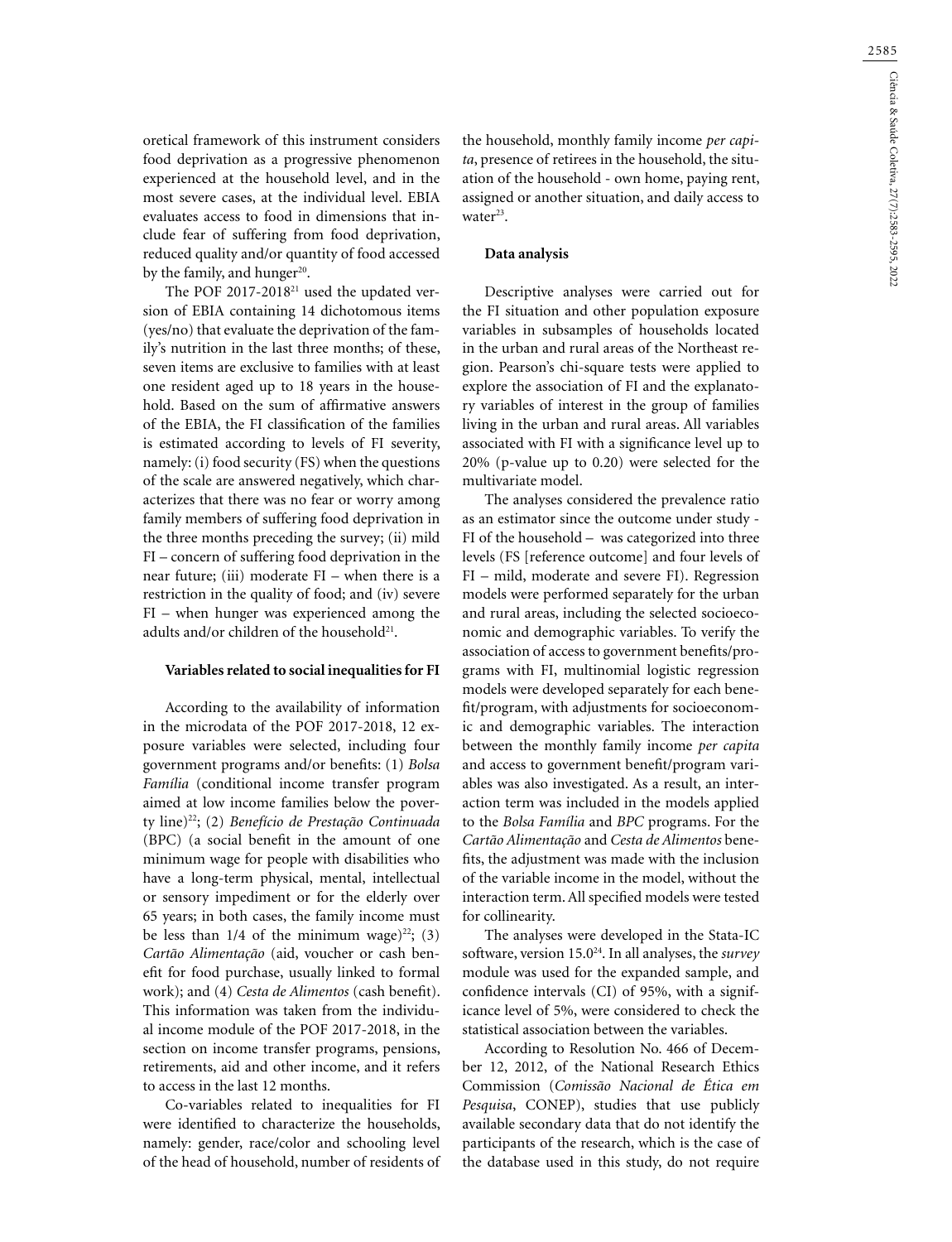oretical framework of this instrument considers food deprivation as a progressive phenomenon experienced at the household level, and in the most severe cases, at the individual level. EBIA evaluates access to food in dimensions that include fear of suffering from food deprivation, reduced quality and/or quantity of food accessed by the family, and hunger[20].

The POF 2017-2018[21] used the updated version of EBIA containing 14 dichotomous items (yes/no) that evaluate the deprivation of the family's nutrition in the last three months; of these, seven items are exclusive to families with at least one resident aged up to 18 years in the household. Based on the sum of affirmative answers of the EBIA, the FI classification of the families is estimated according to levels of FI severity, namely: (i) food security (FS) when the questions of the scale are answered negatively, which characterizes that there was no fear or worry among family members of suffering food deprivation in the three months preceding the survey; (ii) mild FI – concern of suffering food deprivation in the near future; (iii) moderate FI – when there is a restriction in the quality of food; and (iv) severe FI – when hunger was experienced among the adults and/or children of the household[21].

### Variables related to social inequalities for FI

According to the availability of information in the microdata of the POF 2017-2018, 12 exposure variables were selected, including four government programs and/or benefits: (1) *Bolsa Família* (conditional income transfer program aimed at low income families below the poverty line)[22]; (2) *Benefício de Prestação Continuada* (BPC) (a social benefit in the amount of one minimum wage for people with disabilities who have a long-term physical, mental, intellectual or sensory impediment or for the elderly over 65 years; in both cases, the family income must be less than 1/4 of the minimum wage)[22]; (3) *Cartão Alimentação* (aid, voucher or cash benefit for food purchase, usually linked to formal work); and (4) *Cesta de Alimentos* (cash benefit). This information was taken from the individual income module of the POF 2017-2018, in the section on income transfer programs, pensions, retirements, aid and other income, and it refers to access in the last 12 months.

Co-variables related to inequalities for FI were identified to characterize the households, namely: gender, race/color and schooling level of the head of household, number of residents of the household, monthly family income *per capita*, presence of retirees in the household, the situation of the household - own home, paying rent, assigned or another situation, and daily access to water[23].

### Data analysis

Descriptive analyses were carried out for the FI situation and other population exposure variables in subsamples of households located in the urban and rural areas of the Northeast region. Pearson's chi-square tests were applied to explore the association of FI and the explanatory variables of interest in the group of families living in the urban and rural areas. All variables associated with FI with a significance level up to 20% (p-value up to 0.20) were selected for the multivariate model.

The analyses considered the prevalence ratio as an estimator since the outcome under study - FI of the household – was categorized into three levels (FS [reference outcome] and four levels of FI – mild, moderate and severe FI). Regression models were performed separately for the urban and rural areas, including the selected socioeconomic and demographic variables. To verify the association of access to government benefits/programs with FI, multinomial logistic regression models were developed separately for each benefit/program, with adjustments for socioeconomic and demographic variables. The interaction between the monthly family income *per capita* and access to government benefit/program variables was also investigated. As a result, an interaction term was included in the models applied to the *Bolsa Família* and *BPC* programs. For the *Cartão Alimentação* and *Cesta de Alimentos* benefits, the adjustment was made with the inclusion of the variable income in the model, without the interaction term. All specified models were tested for collinearity.

The analyses were developed in the Stata-IC software, version 15.0[24]. In all analyses, the *survey* module was used for the expanded sample, and confidence intervals (CI) of 95%, with a significance level of 5%, were considered to check the statistical association between the variables.

According to Resolution No. 466 of December 12, 2012, of the National Research Ethics Commission (*Comissão Nacional de Ética em Pesquisa*, CONEP), studies that use publicly available secondary data that do not identify the participants of the research, which is the case of the database used in this study, do not require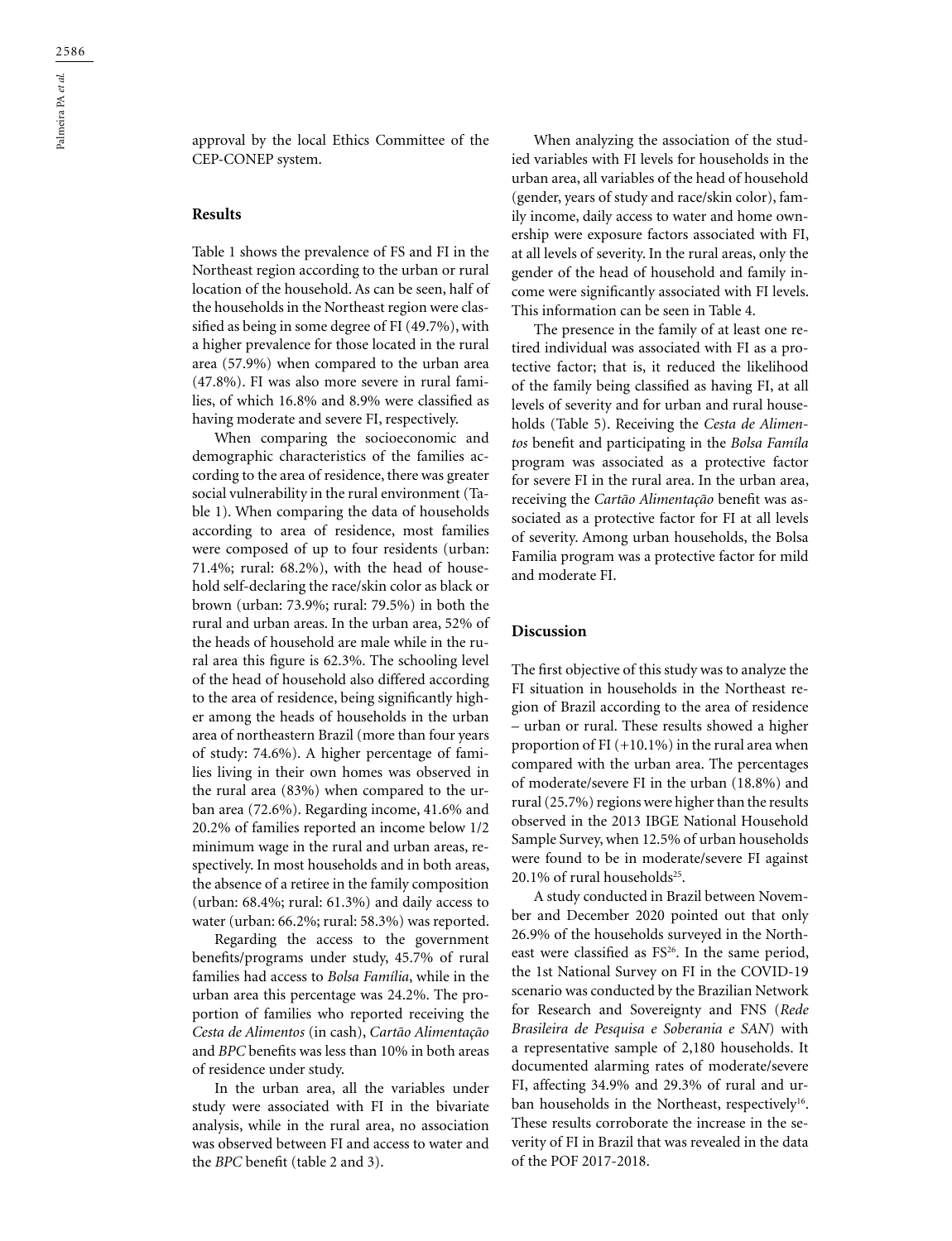approval by the local Ethics Committee of the CEP-CONEP system.

## Results

Table 1 shows the prevalence of FS and FI in the Northeast region according to the urban or rural location of the household. As can be seen, half of the households in the Northeast region were classified as being in some degree of FI (49.7%), with a higher prevalence for those located in the rural area (57.9%) when compared to the urban area (47.8%). FI was also more severe in rural families, of which 16.8% and 8.9% were classified as having moderate and severe FI, respectively.

When comparing the socioeconomic and demographic characteristics of the families according to the area of residence, there was greater social vulnerability in the rural environment (Table 1). When comparing the data of households according to area of residence, most families were composed of up to four residents (urban: 71.4%; rural: 68.2%), with the head of household self-declaring the race/skin color as black or brown (urban: 73.9%; rural: 79.5%) in both the rural and urban areas. In the urban area, 52% of the heads of household are male while in the rural area this figure is 62.3%. The schooling level of the head of household also differed according to the area of residence, being significantly higher among the heads of households in the urban area of northeastern Brazil (more than four years of study: 74.6%). A higher percentage of families living in their own homes was observed in the rural area (83%) when compared to the urban area (72.6%). Regarding income, 41.6% and 20.2% of families reported an income below 1/2 minimum wage in the rural and urban areas, respectively. In most households and in both areas, the absence of a retiree in the family composition (urban: 68.4%; rural: 61.3%) and daily access to water (urban: 66.2%; rural: 58.3%) was reported.

Regarding the access to the government benefits/programs under study, 45.7% of rural families had access to *Bolsa Família*, while in the urban area this percentage was 24.2%. The proportion of families who reported receiving the *Cesta de Alimentos* (in cash), *Cartão Alimentação* and *BPC* benefits was less than 10% in both areas of residence under study.

In the urban area, all the variables under study were associated with FI in the bivariate analysis, while in the rural area, no association was observed between FI and access to water and the *BPC* benefit (table 2 and 3).

When analyzing the association of the studied variables with FI levels for households in the urban area, all variables of the head of household (gender, years of study and race/skin color), family income, daily access to water and home ownership were exposure factors associated with FI, at all levels of severity. In the rural areas, only the gender of the head of household and family income were significantly associated with FI levels. This information can be seen in Table 4.

The presence in the family of at least one retired individual was associated with FI as a protective factor; that is, it reduced the likelihood of the family being classified as having FI, at all levels of severity and for urban and rural households (Table 5). Receiving the *Cesta de Alimentos* benefit and participating in the *Bolsa Famíla* program was associated as a protective factor for severe FI in the rural area. In the urban area, receiving the *Cartão Alimentação* benefit was associated as a protective factor for FI at all levels of severity. Among urban households, the Bolsa Familia program was a protective factor for mild and moderate FI.

## Discussion

The first objective of this study was to analyze the FI situation in households in the Northeast region of Brazil according to the area of residence – urban or rural. These results showed a higher proportion of FI (+10.1%) in the rural area when compared with the urban area. The percentages of moderate/severe FI in the urban (18.8%) and rural (25.7%) regions were higher than the results observed in the 2013 IBGE National Household Sample Survey, when 12.5% of urban households were found to be in moderate/severe FI against 20.1% of rural households[25].

A study conducted in Brazil between November and December 2020 pointed out that only 26.9% of the households surveyed in the Northeast were classified as FS[26]. In the same period, the 1st National Survey on FI in the COVID-19 scenario was conducted by the Brazilian Network for Research and Sovereignty and FNS (*Rede Brasileira de Pesquisa e Soberania e SAN*) with a representative sample of 2,180 households. It documented alarming rates of moderate/severe FI, affecting 34.9% and 29.3% of rural and urban households in the Northeast, respectively[16]. These results corroborate the increase in the severity of FI in Brazil that was revealed in the data of the POF 2017-2018.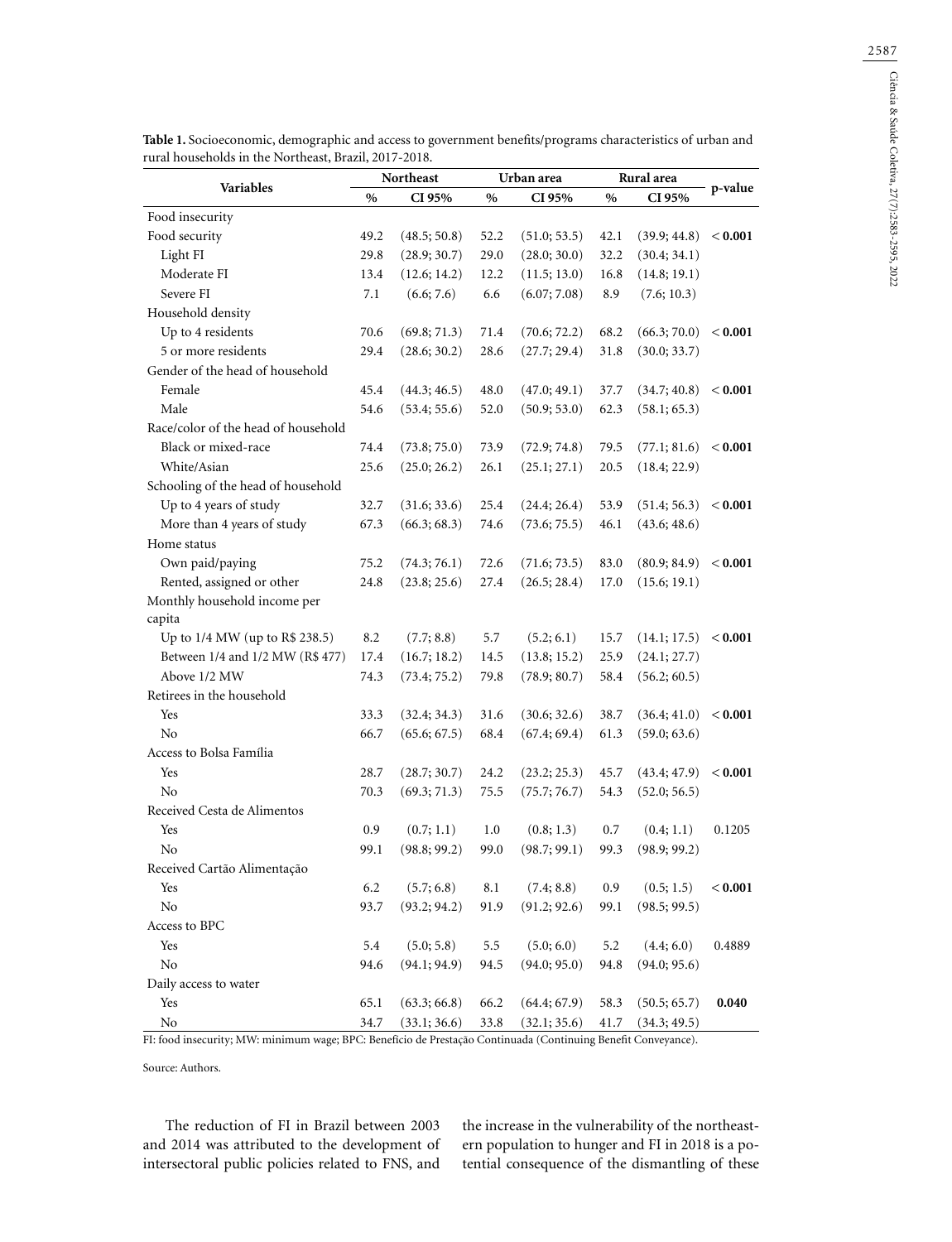**Table 1.** Socioeconomic, demographic and access to government benefits/programs characteristics of urban and rural households in the Northeast, Brazil, 2017-2018.

| Variables | Northeast | | Urban area | | Rural area | | p-value |
|---|---|---|---|---|---|---|---|
| | % | CI 95% | % | CI 95% | % | CI 95% | |
| Food insecurity | | | | | | | |
| Food security | 49.2 | (48.5; 50.8) | 52.2 | (51.0; 53.5) | 42.1 | (39.9; 44.8) | **< 0.001** |
| Light FI | 29.8 | (28.9; 30.7) | 29.0 | (28.0; 30.0) | 32.2 | (30.4; 34.1) | |
| Moderate FI | 13.4 | (12.6; 14.2) | 12.2 | (11.5; 13.0) | 16.8 | (14.8; 19.1) | |
| Severe FI | 7.1 | (6.6; 7.6) | 6.6 | (6.07; 7.08) | 8.9 | (7.6; 10.3) | |
| Household density | | | | | | | |
| Up to 4 residents | 70.6 | (69.8; 71.3) | 71.4 | (70.6; 72.2) | 68.2 | (66.3; 70.0) | **< 0.001** |
| 5 or more residents | 29.4 | (28.6; 30.2) | 28.6 | (27.7; 29.4) | 31.8 | (30.0; 33.7) | |
| Gender of the head of household | | | | | | | |
| Female | 45.4 | (44.3; 46.5) | 48.0 | (47.0; 49.1) | 37.7 | (34.7; 40.8) | **< 0.001** |
| Male | 54.6 | (53.4; 55.6) | 52.0 | (50.9; 53.0) | 62.3 | (58.1; 65.3) | |
| Race/color of the head of household | | | | | | | |
| Black or mixed-race | 74.4 | (73.8; 75.0) | 73.9 | (72.9; 74.8) | 79.5 | (77.1; 81.6) | **< 0.001** |
| White/Asian | 25.6 | (25.0; 26.2) | 26.1 | (25.1; 27.1) | 20.5 | (18.4; 22.9) | |
| Schooling of the head of household | | | | | | | |
| Up to 4 years of study | 32.7 | (31.6; 33.6) | 25.4 | (24.4; 26.4) | 53.9 | (51.4; 56.3) | **< 0.001** |
| More than 4 years of study | 67.3 | (66.3; 68.3) | 74.6 | (73.6; 75.5) | 46.1 | (43.6; 48.6) | |
| Home status | | | | | | | |
| Own paid/paying | 75.2 | (74.3; 76.1) | 72.6 | (71.6; 73.5) | 83.0 | (80.9; 84.9) | **< 0.001** |
| Rented, assigned or other | 24.8 | (23.8; 25.6) | 27.4 | (26.5; 28.4) | 17.0 | (15.6; 19.1) | |
| Monthly household income per capita | | | | | | | |
| Up to 1/4 MW (up to R$ 238.5) | 8.2 | (7.7; 8.8) | 5.7 | (5.2; 6.1) | 15.7 | (14.1; 17.5) | **< 0.001** |
| Between 1/4 and 1/2 MW (R$ 477) | 17.4 | (16.7; 18.2) | 14.5 | (13.8; 15.2) | 25.9 | (24.1; 27.7) | |
| Above 1/2 MW | 74.3 | (73.4; 75.2) | 79.8 | (78.9; 80.7) | 58.4 | (56.2; 60.5) | |
| Retirees in the household | | | | | | | |
| Yes | 33.3 | (32.4; 34.3) | 31.6 | (30.6; 32.6) | 38.7 | (36.4; 41.0) | **< 0.001** |
| No | 66.7 | (65.6; 67.5) | 68.4 | (67.4; 69.4) | 61.3 | (59.0; 63.6) | |
| Access to Bolsa Família | | | | | | | |
| Yes | 28.7 | (28.7; 30.7) | 24.2 | (23.2; 25.3) | 45.7 | (43.4; 47.9) | **< 0.001** |
| No | 70.3 | (69.3; 71.3) | 75.5 | (75.7; 76.7) | 54.3 | (52.0; 56.5) | |
| Received Cesta de Alimentos | | | | | | | |
| Yes | 0.9 | (0.7; 1.1) | 1.0 | (0.8; 1.3) | 0.7 | (0.4; 1.1) | 0.1205 |
| No | 99.1 | (98.8; 99.2) | 99.0 | (98.7; 99.1) | 99.3 | (98.9; 99.2) | |
| Received Cartão Alimentação | | | | | | | |
| Yes | 6.2 | (5.7; 6.8) | 8.1 | (7.4; 8.8) | 0.9 | (0.5; 1.5) | **< 0.001** |
| No | 93.7 | (93.2; 94.2) | 91.9 | (91.2; 92.6) | 99.1 | (98.5; 99.5) | |
| Access to BPC | | | | | | | |
| Yes | 5.4 | (5.0; 5.8) | 5.5 | (5.0; 6.0) | 5.2 | (4.4; 6.0) | 0.4889 |
| No | 94.6 | (94.1; 94.9) | 94.5 | (94.0; 95.0) | 94.8 | (94.0; 95.6) | |
| Daily access to water | | | | | | | |
| Yes | 65.1 | (63.3; 66.8) | 66.2 | (64.4; 67.9) | 58.3 | (50.5; 65.7) | **0.040** |
| No | 34.7 | (33.1; 36.6) | 33.8 | (32.1; 35.6) | 41.7 | (34.3; 49.5) | |

FI: food insecurity; MW: minimum wage; BPC: Benefício de Prestação Continuada (Continuing Benefit Conveyance).

Source: Authors.

The reduction of FI in Brazil between 2003 and 2014 was attributed to the development of intersectoral public policies related to FNS, and the increase in the vulnerability of the northeastern population to hunger and FI in 2018 is a potential consequence of the dismantling of these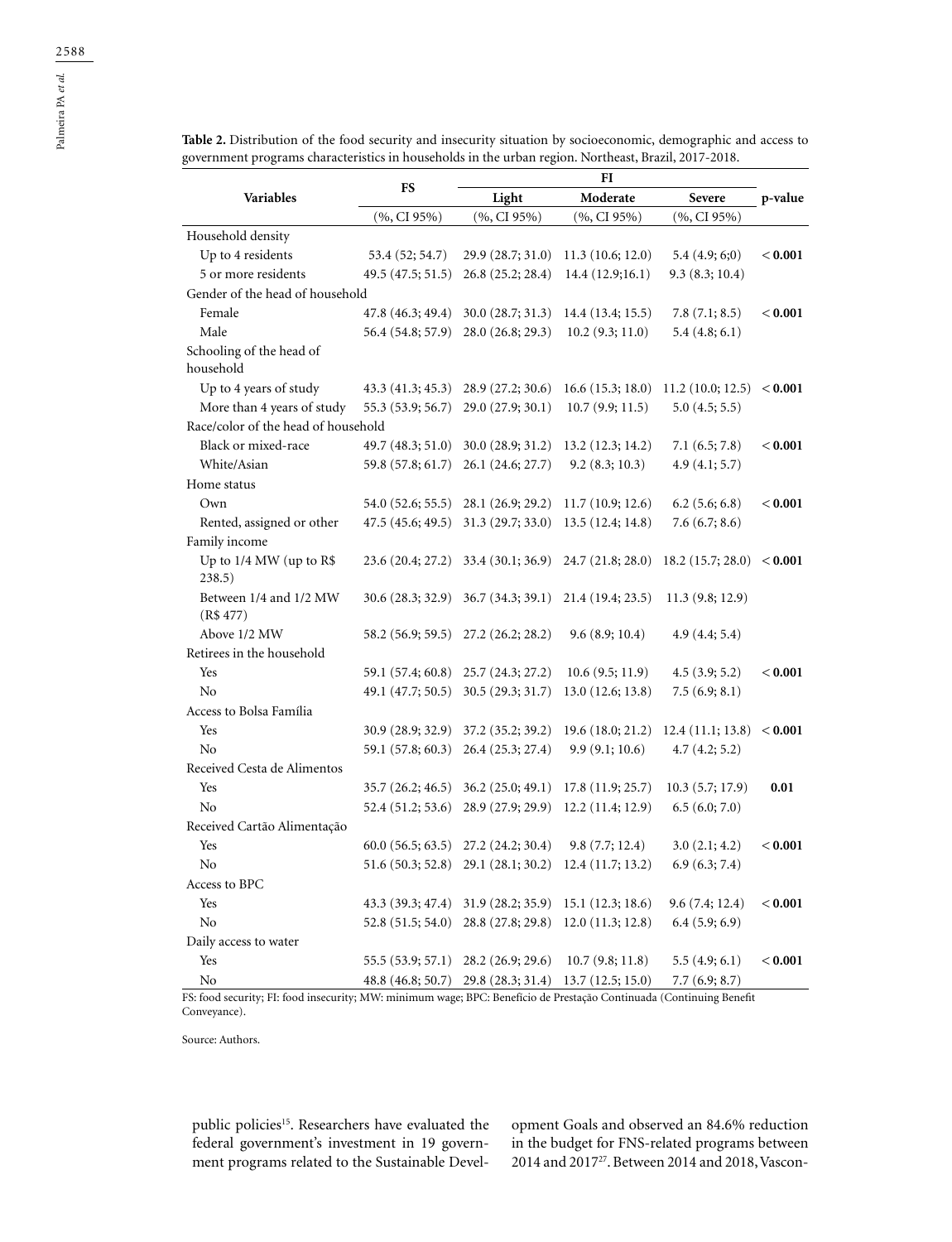**Table 2.** Distribution of the food security and insecurity situation by socioeconomic, demographic and access to government programs characteristics in households in the urban region. Northeast, Brazil, 2017-2018.

| Variables | FS | FI | | | p-value |
|---|---|---|---|---|---|
| | | Light | Moderate | Severe | |
| | (%, CI 95%) | (%, CI 95%) | (%, CI 95%) | (%, CI 95%) | |
| Household density | | | | | |
| Up to 4 residents | 53.4 (52; 54.7) | 29.9 (28.7; 31.0) | 11.3 (10.6; 12.0) | 5.4 (4.9; 6;0) | **< 0.001** |
| 5 or more residents | 49.5 (47.5; 51.5) | 26.8 (25.2; 28.4) | 14.4 (12.9;16.1) | 9.3 (8.3; 10.4) | |
| Gender of the head of household | | | | | |
| Female | 47.8 (46.3; 49.4) | 30.0 (28.7; 31.3) | 14.4 (13.4; 15.5) | 7.8 (7.1; 8.5) | **< 0.001** |
| Male | 56.4 (54.8; 57.9) | 28.0 (26.8; 29.3) | 10.2 (9.3; 11.0) | 5.4 (4.8; 6.1) | |
| Schooling of the head of household | | | | | |
| Up to 4 years of study | 43.3 (41.3; 45.3) | 28.9 (27.2; 30.6) | 16.6 (15.3; 18.0) | 11.2 (10.0; 12.5) | **< 0.001** |
| More than 4 years of study | 55.3 (53.9; 56.7) | 29.0 (27.9; 30.1) | 10.7 (9.9; 11.5) | 5.0 (4.5; 5.5) | |
| Race/color of the head of household | | | | | |
| Black or mixed-race | 49.7 (48.3; 51.0) | 30.0 (28.9; 31.2) | 13.2 (12.3; 14.2) | 7.1 (6.5; 7.8) | **< 0.001** |
| White/Asian | 59.8 (57.8; 61.7) | 26.1 (24.6; 27.7) | 9.2 (8.3; 10.3) | 4.9 (4.1; 5.7) | |
| Home status | | | | | |
| Own | 54.0 (52.6; 55.5) | 28.1 (26.9; 29.2) | 11.7 (10.9; 12.6) | 6.2 (5.6; 6.8) | **< 0.001** |
| Rented, assigned or other | 47.5 (45.6; 49.5) | 31.3 (29.7; 33.0) | 13.5 (12.4; 14.8) | 7.6 (6.7; 8.6) | |
| Family income | | | | | |
| Up to 1/4 MW (up to R$ 238.5) | 23.6 (20.4; 27.2) | 33.4 (30.1; 36.9) | 24.7 (21.8; 28.0) | 18.2 (15.7; 28.0) | **< 0.001** |
| Between 1/4 and 1/2 MW (R$ 477) | 30.6 (28.3; 32.9) | 36.7 (34.3; 39.1) | 21.4 (19.4; 23.5) | 11.3 (9.8; 12.9) | |
| Above 1/2 MW | 58.2 (56.9; 59.5) | 27.2 (26.2; 28.2) | 9.6 (8.9; 10.4) | 4.9 (4.4; 5.4) | |
| Retirees in the household | | | | | |
| Yes | 59.1 (57.4; 60.8) | 25.7 (24.3; 27.2) | 10.6 (9.5; 11.9) | 4.5 (3.9; 5.2) | **< 0.001** |
| No | 49.1 (47.7; 50.5) | 30.5 (29.3; 31.7) | 13.0 (12.6; 13.8) | 7.5 (6.9; 8.1) | |
| Access to Bolsa Família | | | | | |
| Yes | 30.9 (28.9; 32.9) | 37.2 (35.2; 39.2) | 19.6 (18.0; 21.2) | 12.4 (11.1; 13.8) | **< 0.001** |
| No | 59.1 (57.8; 60.3) | 26.4 (25.3; 27.4) | 9.9 (9.1; 10.6) | 4.7 (4.2; 5.2) | |
| Received Cesta de Alimentos | | | | | |
| Yes | 35.7 (26.2; 46.5) | 36.2 (25.0; 49.1) | 17.8 (11.9; 25.7) | 10.3 (5.7; 17.9) | **0.01** |
| No | 52.4 (51.2; 53.6) | 28.9 (27.9; 29.9) | 12.2 (11.4; 12.9) | 6.5 (6.0; 7.0) | |
| Received Cartão Alimentação | | | | | |
| Yes | 60.0 (56.5; 63.5) | 27.2 (24.2; 30.4) | 9.8 (7.7; 12.4) | 3.0 (2.1; 4.2) | **< 0.001** |
| No | 51.6 (50.3; 52.8) | 29.1 (28.1; 30.2) | 12.4 (11.7; 13.2) | 6.9 (6.3; 7.4) | |
| Access to BPC | | | | | |
| Yes | 43.3 (39.3; 47.4) | 31.9 (28.2; 35.9) | 15.1 (12.3; 18.6) | 9.6 (7.4; 12.4) | **< 0.001** |
| No | 52.8 (51.5; 54.0) | 28.8 (27.8; 29.8) | 12.0 (11.3; 12.8) | 6.4 (5.9; 6.9) | |
| Daily access to water | | | | | |
| Yes | 55.5 (53.9; 57.1) | 28.2 (26.9; 29.6) | 10.7 (9.8; 11.8) | 5.5 (4.9; 6.1) | **< 0.001** |
| No | 48.8 (46.8; 50.7) | 29.8 (28.3; 31.4) | 13.7 (12.5; 15.0) | 7.7 (6.9; 8.7) | |

FS: food security; FI: food insecurity; MW: minimum wage; BPC: Benefício de Prestação Continuada (Continuing Benefit Conveyance).

Source: Authors.

public policies[15]. Researchers have evaluated the federal government's investment in 19 government programs related to the Sustainable Development Goals and observed an 84.6% reduction in the budget for FNS-related programs between 2014 and 2017[27]. Between 2014 and 2018, Vascon-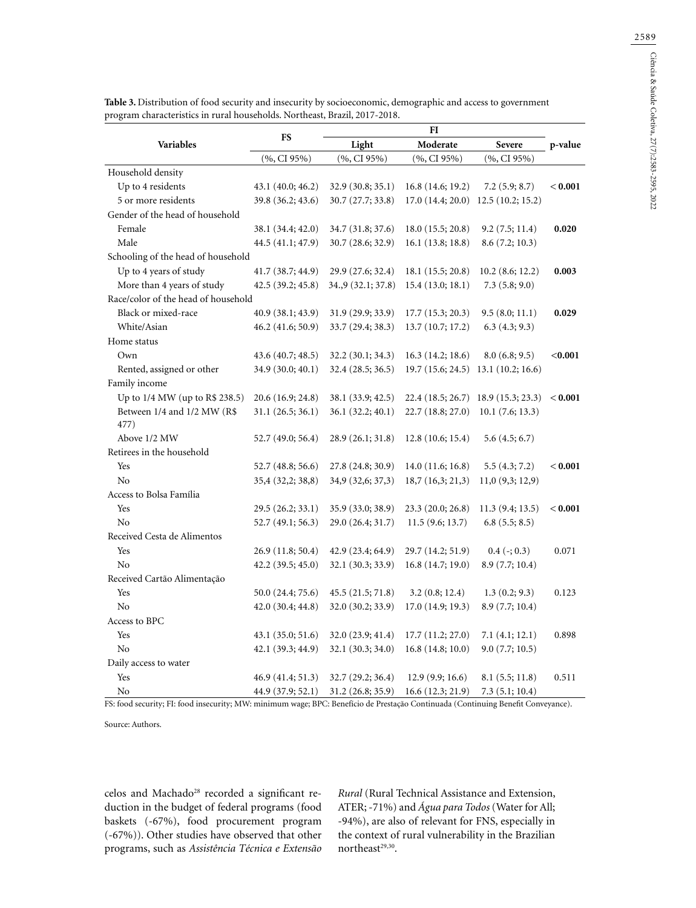**Table 3.** Distribution of food security and insecurity by socioeconomic, demographic and access to government program characteristics in rural households. Northeast, Brazil, 2017-2018.

| Variables | FS | FI | | | p-value |
|---|---|---|---|---|---|
| | | Light | Moderate | Severe | |
| | (%, CI 95%) | (%, CI 95%) | (%, CI 95%) | (%, CI 95%) | |
| Household density | | | | | |
| Up to 4 residents | 43.1 (40.0; 46.2) | 32.9 (30.8; 35.1) | 16.8 (14.6; 19.2) | 7.2 (5.9; 8.7) | **< 0.001** |
| 5 or more residents | 39.8 (36.2; 43.6) | 30.7 (27.7; 33.8) | 17.0 (14.4; 20.0) | 12.5 (10.2; 15.2) | |
| Gender of the head of household | | | | | |
| Female | 38.1 (34.4; 42.0) | 34.7 (31.8; 37.6) | 18.0 (15.5; 20.8) | 9.2 (7.5; 11.4) | **0.020** |
| Male | 44.5 (41.1; 47.9) | 30.7 (28.6; 32.9) | 16.1 (13.8; 18.8) | 8.6 (7.2; 10.3) | |
| Schooling of the head of household | | | | | |
| Up to 4 years of study | 41.7 (38.7; 44.9) | 29.9 (27.6; 32.4) | 18.1 (15.5; 20.8) | 10.2 (8.6; 12.2) | **0.003** |
| More than 4 years of study | 42.5 (39.2; 45.8) | 34.,9 (32.1; 37.8) | 15.4 (13.0; 18.1) | 7.3 (5.8; 9.0) | |
| Race/color of the head of household | | | | | |
| Black or mixed-race | 40.9 (38.1; 43.9) | 31.9 (29.9; 33.9) | 17.7 (15.3; 20.3) | 9.5 (8.0; 11.1) | **0.029** |
| White/Asian | 46.2 (41.6; 50.9) | 33.7 (29.4; 38.3) | 13.7 (10.7; 17.2) | 6.3 (4.3; 9.3) | |
| Home status | | | | | |
| Own | 43.6 (40.7; 48.5) | 32.2 (30.1; 34.3) | 16.3 (14.2; 18.6) | 8.0 (6.8; 9.5) | **<0.001** |
| Rented, assigned or other | 34.9 (30.0; 40.1) | 32.4 (28.5; 36.5) | 19.7 (15.6; 24.5) | 13.1 (10.2; 16.6) | |
| Family income | | | | | |
| Up to 1/4 MW (up to R$ 238.5) | 20.6 (16.9; 24.8) | 38.1 (33.9; 42.5) | 22.4 (18.5; 26.7) | 18.9 (15.3; 23.3) | **< 0.001** |
| Between 1/4 and 1/2 MW (R$ 477) | 31.1 (26.5; 36.1) | 36.1 (32.2; 40.1) | 22.7 (18.8; 27.0) | 10.1 (7.6; 13.3) | |
| Above 1/2 MW | 52.7 (49.0; 56.4) | 28.9 (26.1; 31.8) | 12.8 (10.6; 15.4) | 5.6 (4.5; 6.7) | |
| Retirees in the household | | | | | |
| Yes | 52.7 (48.8; 56.6) | 27.8 (24.8; 30.9) | 14.0 (11.6; 16.8) | 5.5 (4.3; 7.2) | **< 0.001** |
| No | 35,4 (32,2; 38,8) | 34,9 (32,6; 37,3) | 18,7 (16,3; 21,3) | 11,0 (9,3; 12,9) | |
| Access to Bolsa Família | | | | | |
| Yes | 29.5 (26.2; 33.1) | 35.9 (33.0; 38.9) | 23.3 (20.0; 26.8) | 11.3 (9.4; 13.5) | **< 0.001** |
| No | 52.7 (49.1; 56.3) | 29.0 (26.4; 31.7) | 11.5 (9.6; 13.7) | 6.8 (5.5; 8.5) | |
| Received Cesta de Alimentos | | | | | |
| Yes | 26.9 (11.8; 50.4) | 42.9 (23.4; 64.9) | 29.7 (14.2; 51.9) | 0.4 (-; 0.3) | 0.071 |
| No | 42.2 (39.5; 45.0) | 32.1 (30.3; 33.9) | 16.8 (14.7; 19.0) | 8.9 (7.7; 10.4) | |
| Received Cartão Alimentação | | | | | |
| Yes | 50.0 (24.4; 75.6) | 45.5 (21.5; 71.8) | 3.2 (0.8; 12.4) | 1.3 (0.2; 9.3) | 0.123 |
| No | 42.0 (30.4; 44.8) | 32.0 (30.2; 33.9) | 17.0 (14.9; 19.3) | 8.9 (7.7; 10.4) | |
| Access to BPC | | | | | |
| Yes | 43.1 (35.0; 51.6) | 32.0 (23.9; 41.4) | 17.7 (11.2; 27.0) | 7.1 (4.1; 12.1) | 0.898 |
| No | 42.1 (39.3; 44.9) | 32.1 (30.3; 34.0) | 16.8 (14.8; 10.0) | 9.0 (7.7; 10.5) | |
| Daily access to water | | | | | |
| Yes | 46.9 (41.4; 51.3) | 32.7 (29.2; 36.4) | 12.9 (9.9; 16.6) | 8.1 (5.5; 11.8) | 0.511 |
| No | 44.9 (37.9; 52.1) | 31.2 (26.8; 35.9) | 16.6 (12.3; 21.9) | 7.3 (5.1; 10.4) | |

FS: food security; FI: food insecurity; MW: minimum wage; BPC: Benefício de Prestação Continuada (Continuing Benefit Conveyance).

Source: Authors.

celos and Machado[28] recorded a significant reduction in the budget of federal programs (food baskets (-67%), food procurement program (-67%)). Other studies have observed that other programs, such as *Assistência Técnica e Extensão Rural* (Rural Technical Assistance and Extension, ATER; -71%) and *Água para Todos* (Water for All; -94%), are also of relevant for FNS, especially in the context of rural vulnerability in the Brazilian northeast[29,30].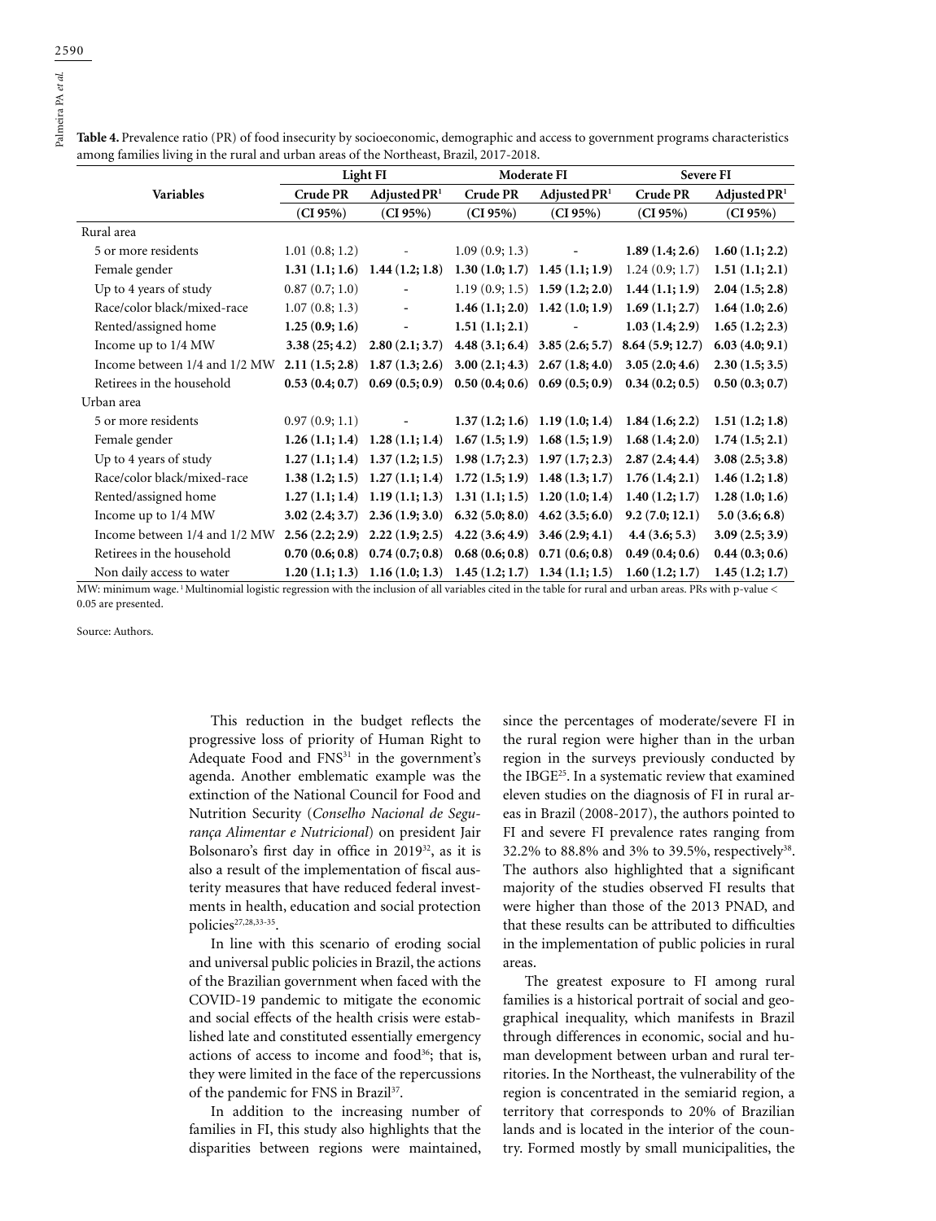**Table 4.** Prevalence ratio (PR) of food insecurity by socioeconomic, demographic and access to government programs characteristics among families living in the rural and urban areas of the Northeast, Brazil, 2017-2018.

| Variables | Light FI | | Moderate FI | | Severe FI | |
|---|---|---|---|---|---|---|
| | Crude PR | Adjusted PR[1] | Crude PR | Adjusted PR[1] | Crude PR | Adjusted PR[1] |
| | (CI 95%) | (CI 95%) | (CI 95%) | (CI 95%) | (CI 95%) | (CI 95%) |
| Rural area | | | | | | |
| 5 or more residents | 1.01 (0.8; 1.2) | - | 1.09 (0.9; 1.3) | - | **1.89 (1.4; 2.6)** | **1.60 (1.1; 2.2)** |
| Female gender | **1.31 (1.1; 1.6)** | **1.44 (1.2; 1.8)** | **1.30 (1.0; 1.7)** | **1.45 (1.1; 1.9)** | 1.24 (0.9; 1.7) | **1.51 (1.1; 2.1)** |
| Up to 4 years of study | 0.87 (0.7; 1.0) | - | 1.19 (0.9; 1.5) | **1.59 (1.2; 2.0)** | **1.44 (1.1; 1.9)** | **2.04 (1.5; 2.8)** |
| Race/color black/mixed-race | 1.07 (0.8; 1.3) | - | **1.46 (1.1; 2.0)** | **1.42 (1.0; 1.9)** | **1.69 (1.1; 2.7)** | **1.64 (1.0; 2.6)** |
| Rented/assigned home | **1.25 (0.9; 1.6)** | - | **1.51 (1.1; 2.1)** | - | **1.03 (1.4; 2.9)** | **1.65 (1.2; 2.3)** |
| Income up to 1/4 MW | **3.38 (25; 4.2)** | **2.80 (2.1; 3.7)** | **4.48 (3.1; 6.4)** | **3.85 (2.6; 5.7)** | **8.64 (5.9; 12.7)** | **6.03 (4.0; 9.1)** |
| Income between 1/4 and 1/2 MW | **2.11 (1.5; 2.8)** | **1.87 (1.3; 2.6)** | **3.00 (2.1; 4.3)** | **2.67 (1.8; 4.0)** | **3.05 (2.0; 4.6)** | **2.30 (1.5; 3.5)** |
| Retirees in the household | **0.53 (0.4; 0.7)** | **0.69 (0.5; 0.9)** | **0.50 (0.4; 0.6)** | **0.69 (0.5; 0.9)** | **0.34 (0.2; 0.5)** | **0.50 (0.3; 0.7)** |
| Urban area | | | | | | |
| 5 or more residents | 0.97 (0.9; 1.1) | - | **1.37 (1.2; 1.6)** | **1.19 (1.0; 1.4)** | **1.84 (1.6; 2.2)** | **1.51 (1.2; 1.8)** |
| Female gender | **1.26 (1.1; 1.4)** | **1.28 (1.1; 1.4)** | **1.67 (1.5; 1.9)** | **1.68 (1.5; 1.9)** | **1.68 (1.4; 2.0)** | **1.74 (1.5; 2.1)** |
| Up to 4 years of study | **1.27 (1.1; 1.4)** | **1.37 (1.2; 1.5)** | **1.98 (1.7; 2.3)** | **1.97 (1.7; 2.3)** | **2.87 (2.4; 4.4)** | **3.08 (2.5; 3.8)** |
| Race/color black/mixed-race | **1.38 (1.2; 1.5)** | **1.27 (1.1; 1.4)** | **1.72 (1.5; 1.9)** | **1.48 (1.3; 1.7)** | **1.76 (1.4; 2.1)** | **1.46 (1.2; 1.8)** |
| Rented/assigned home | **1.27 (1.1; 1.4)** | **1.19 (1.1; 1.3)** | **1.31 (1.1; 1.5)** | **1.20 (1.0; 1.4)** | **1.40 (1.2; 1.7)** | **1.28 (1.0; 1.6)** |
| Income up to 1/4 MW | **3.02 (2.4; 3.7)** | **2.36 (1.9; 3.0)** | **6.32 (5.0; 8.0)** | **4.62 (3.5; 6.0)** | **9.2 (7.0; 12.1)** | **5.0 (3.6; 6.8)** |
| Income between 1/4 and 1/2 MW | **2.56 (2.2; 2.9)** | **2.22 (1.9; 2.5)** | **4.22 (3.6; 4.9)** | **3.46 (2.9; 4.1)** | **4.4 (3.6; 5.3)** | **3.09 (2.5; 3.9)** |
| Retirees in the household | **0.70 (0.6; 0.8)** | **0.74 (0.7; 0.8)** | **0.68 (0.6; 0.8)** | **0.71 (0.6; 0.8)** | **0.49 (0.4; 0.6)** | **0.44 (0.3; 0.6)** |
| Non daily access to water | **1.20 (1.1; 1.3)** | **1.16 (1.0; 1.3)** | **1.45 (1.2; 1.7)** | **1.34 (1.1; 1.5)** | **1.60 (1.2; 1.7)** | **1.45 (1.2; 1.7)** |

MW: minimum wage. [1] Multinomial logistic regression with the inclusion of all variables cited in the table for rural and urban areas. PRs with p-value < 0.05 are presented.

Source: Authors.

This reduction in the budget reflects the progressive loss of priority of Human Right to Adequate Food and FNS[31] in the government's agenda. Another emblematic example was the extinction of the National Council for Food and Nutrition Security (*Conselho Nacional de Segurança Alimentar e Nutricional*) on president Jair Bolsonaro's first day in office in 2019[32], as it is also a result of the implementation of fiscal austerity measures that have reduced federal investments in health, education and social protection policies[27,28,33-35].

In line with this scenario of eroding social and universal public policies in Brazil, the actions of the Brazilian government when faced with the COVID-19 pandemic to mitigate the economic and social effects of the health crisis were established late and constituted essentially emergency actions of access to income and food[36]; that is, they were limited in the face of the repercussions of the pandemic for FNS in Brazil[37].

In addition to the increasing number of families in FI, this study also highlights that the disparities between regions were maintained, since the percentages of moderate/severe FI in the rural region were higher than in the urban region in the surveys previously conducted by the IBGE[25]. In a systematic review that examined eleven studies on the diagnosis of FI in rural areas in Brazil (2008-2017), the authors pointed to FI and severe FI prevalence rates ranging from 32.2% to 88.8% and 3% to 39.5%, respectively[38]. The authors also highlighted that a significant majority of the studies observed FI results that were higher than those of the 2013 PNAD, and that these results can be attributed to difficulties in the implementation of public policies in rural areas.

The greatest exposure to FI among rural families is a historical portrait of social and geographical inequality, which manifests in Brazil through differences in economic, social and human development between urban and rural territories. In the Northeast, the vulnerability of the region is concentrated in the semiarid region, a territory that corresponds to 20% of Brazilian lands and is located in the interior of the country. Formed mostly by small municipalities, the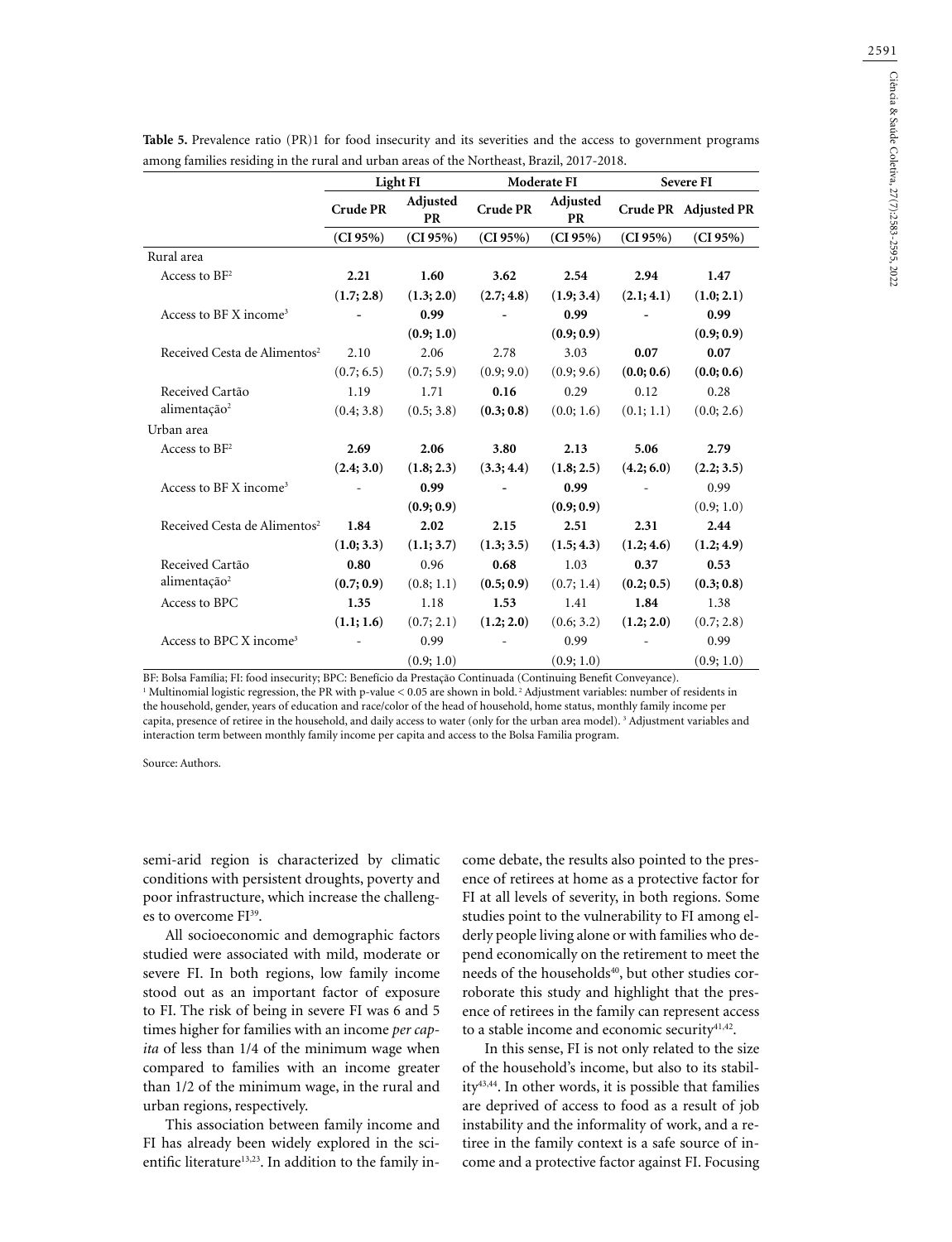**Table 5.** Prevalence ratio (PR)1 for food insecurity and its severities and the access to government programs among families residing in the rural and urban areas of the Northeast, Brazil, 2017-2018.

| | Light FI | | Moderate FI | | Severe FI | |
|---|---|---|---|---|---|---|
| | Crude PR | Adjusted PR | Crude PR | Adjusted PR | Crude PR | Adjusted PR |
| | (CI 95%) | (CI 95%) | (CI 95%) | (CI 95%) | (CI 95%) | (CI 95%) |
| Rural area | | | | | | |
| Access to BF[2] | **2.21** | **1.60** | **3.62** | **2.54** | **2.94** | **1.47** |
| | **(1.7; 2.8)** | **(1.3; 2.0)** | **(2.7; 4.8)** | **(1.9; 3.4)** | **(2.1; 4.1)** | **(1.0; 2.1)** |
| Access to BF X income[3] | - | **0.99** | - | **0.99** | - | **0.99** |
| | | **(0.9; 1.0)** | | **(0.9; 0.9)** | | **(0.9; 0.9)** |
| Received Cesta de Alimentos[2] | 2.10 | 2.06 | 2.78 | 3.03 | **0.07** | **0.07** |
| | (0.7; 6.5) | (0.7; 5.9) | (0.9; 9.0) | (0.9; 9.6) | **(0.0; 0.6)** | **(0.0; 0.6)** |
| Received Cartão alimentação[2] | 1.19 | 1.71 | **0.16** | 0.29 | 0.12 | 0.28 |
| | (0.4; 3.8) | (0.5; 3.8) | **(0.3; 0.8)** | (0.0; 1.6) | (0.1; 1.1) | (0.0; 2.6) |
| Urban area | | | | | | |
| Access to BF[2] | **2.69** | **2.06** | **3.80** | **2.13** | **5.06** | **2.79** |
| | **(2.4; 3.0)** | **(1.8; 2.3)** | **(3.3; 4.4)** | **(1.8; 2.5)** | **(4.2; 6.0)** | **(2.2; 3.5)** |
| Access to BF X income[3] | - | **0.99** | - | **0.99** | - | 0.99 |
| | | **(0.9; 0.9)** | | **(0.9; 0.9)** | | (0.9; 1.0) |
| Received Cesta de Alimentos[2] | **1.84** | **2.02** | **2.15** | **2.51** | **2.31** | **2.44** |
| | **(1.0; 3.3)** | **(1.1; 3.7)** | **(1.3; 3.5)** | **(1.5; 4.3)** | **(1.2; 4.6)** | **(1.2; 4.9)** |
| Received Cartão alimentação[2] | **0.80** | 0.96 | **0.68** | 1.03 | **0.37** | **0.53** |
| | **(0.7; 0.9)** | (0.8; 1.1) | **(0.5; 0.9)** | (0.7; 1.4) | **(0.2; 0.5)** | **(0.3; 0.8)** |
| Access to BPC | **1.35** | 1.18 | **1.53** | 1.41 | **1.84** | 1.38 |
| | **(1.1; 1.6)** | (0.7; 2.1) | **(1.2; 2.0)** | (0.6; 3.2) | **(1.2; 2.0)** | (0.7; 2.8) |
| Access to BPC X income[3] | - | 0.99 | - | 0.99 | - | 0.99 |
| | | (0.9; 1.0) | | (0.9; 1.0) | | (0.9; 1.0) |

BF: Bolsa Família; FI: food insecurity; BPC: Benefício da Prestação Continuada (Continuing Benefit Conveyance).
[1] Multinomial logistic regression, the PR with p-value < 0.05 are shown in bold. [2] Adjustment variables: number of residents in the household, gender, years of education and race/color of the head of household, home status, monthly family income per capita, presence of retiree in the household, and daily access to water (only for the urban area model). [3] Adjustment variables and interaction term between monthly family income per capita and access to the Bolsa Familia program.

Source: Authors.

semi-arid region is characterized by climatic conditions with persistent droughts, poverty and poor infrastructure, which increase the challenges to overcome FI[39].

All socioeconomic and demographic factors studied were associated with mild, moderate or severe FI. In both regions, low family income stood out as an important factor of exposure to FI. The risk of being in severe FI was 6 and 5 times higher for families with an income *per capita* of less than 1/4 of the minimum wage when compared to families with an income greater than 1/2 of the minimum wage, in the rural and urban regions, respectively.

This association between family income and FI has already been widely explored in the scientific literature[13,23]. In addition to the family income debate, the results also pointed to the presence of retirees at home as a protective factor for FI at all levels of severity, in both regions. Some studies point to the vulnerability to FI among elderly people living alone or with families who depend economically on the retirement to meet the needs of the households[40], but other studies corroborate this study and highlight that the presence of retirees in the family can represent access to a stable income and economic security[41,42].

In this sense, FI is not only related to the size of the household's income, but also to its stability[43,44]. In other words, it is possible that families are deprived of access to food as a result of job instability and the informality of work, and a retiree in the family context is a safe source of income and a protective factor against FI. Focusing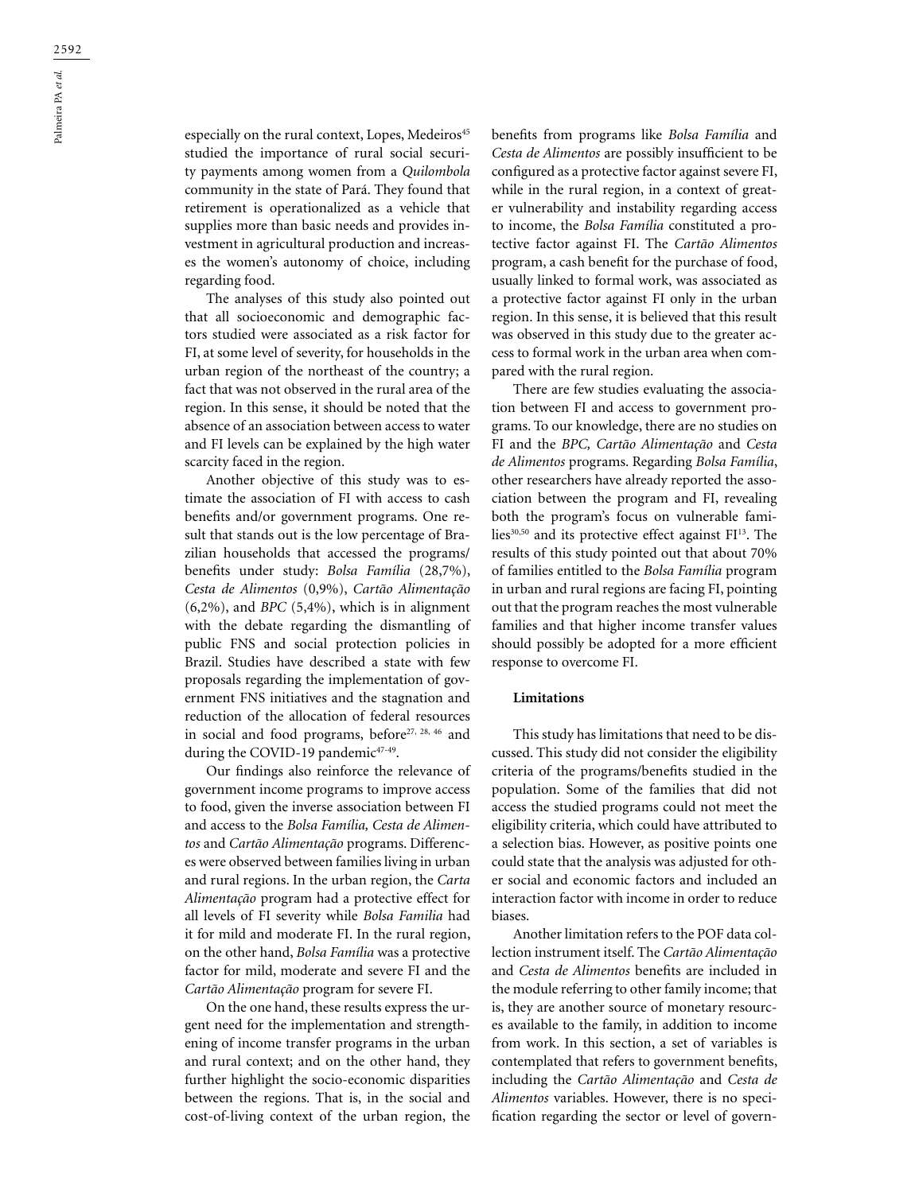especially on the rural context, Lopes, Medeiros[45] studied the importance of rural social security payments among women from a *Quilombola* community in the state of Pará. They found that retirement is operationalized as a vehicle that supplies more than basic needs and provides investment in agricultural production and increases the women's autonomy of choice, including regarding food.

The analyses of this study also pointed out that all socioeconomic and demographic factors studied were associated as a risk factor for FI, at some level of severity, for households in the urban region of the northeast of the country; a fact that was not observed in the rural area of the region. In this sense, it should be noted that the absence of an association between access to water and FI levels can be explained by the high water scarcity faced in the region.

Another objective of this study was to estimate the association of FI with access to cash benefits and/or government programs. One result that stands out is the low percentage of Brazilian households that accessed the programs/benefits under study: *Bolsa Família* (28,7%), *Cesta de Alimentos* (0,9%), *Cartão Alimentação* (6,2%), and *BPC* (5,4%), which is in alignment with the debate regarding the dismantling of public FNS and social protection policies in Brazil. Studies have described a state with few proposals regarding the implementation of government FNS initiatives and the stagnation and reduction of the allocation of federal resources in social and food programs, before[27, 28, 46] and during the COVID-19 pandemic[47-49].

Our findings also reinforce the relevance of government income programs to improve access to food, given the inverse association between FI and access to the *Bolsa Família, Cesta de Alimentos* and *Cartão Alimentação* programs. Differences were observed between families living in urban and rural regions. In the urban region, the *Carta Alimentação* program had a protective effect for all levels of FI severity while *Bolsa Familia* had it for mild and moderate FI. In the rural region, on the other hand, *Bolsa Família* was a protective factor for mild, moderate and severe FI and the *Cartão Alimentação* program for severe FI.

On the one hand, these results express the urgent need for the implementation and strengthening of income transfer programs in the urban and rural context; and on the other hand, they further highlight the socio-economic disparities between the regions. That is, in the social and cost-of-living context of the urban region, the benefits from programs like *Bolsa Família* and *Cesta de Alimentos* are possibly insufficient to be configured as a protective factor against severe FI, while in the rural region, in a context of greater vulnerability and instability regarding access to income, the *Bolsa Família* constituted a protective factor against FI. The *Cartão Alimentos* program, a cash benefit for the purchase of food, usually linked to formal work, was associated as a protective factor against FI only in the urban region. In this sense, it is believed that this result was observed in this study due to the greater access to formal work in the urban area when compared with the rural region.

There are few studies evaluating the association between FI and access to government programs. To our knowledge, there are no studies on FI and the *BPC, Cartão Alimentação* and *Cesta de Alimentos* programs. Regarding *Bolsa Família*, other researchers have already reported the association between the program and FI, revealing both the program's focus on vulnerable families[30,50] and its protective effect against FI[13]. The results of this study pointed out that about 70% of families entitled to the *Bolsa Família* program in urban and rural regions are facing FI, pointing out that the program reaches the most vulnerable families and that higher income transfer values should possibly be adopted for a more efficient response to overcome FI.

**Limitations**

This study has limitations that need to be discussed. This study did not consider the eligibility criteria of the programs/benefits studied in the population. Some of the families that did not access the studied programs could not meet the eligibility criteria, which could have attributed to a selection bias. However, as positive points one could state that the analysis was adjusted for other social and economic factors and included an interaction factor with income in order to reduce biases.

Another limitation refers to the POF data collection instrument itself. The *Cartão Alimentação* and *Cesta de Alimentos* benefits are included in the module referring to other family income; that is, they are another source of monetary resources available to the family, in addition to income from work. In this section, a set of variables is contemplated that refers to government benefits, including the *Cartão Alimentação* and *Cesta de Alimentos* variables. However, there is no specification regarding the sector or level of govern-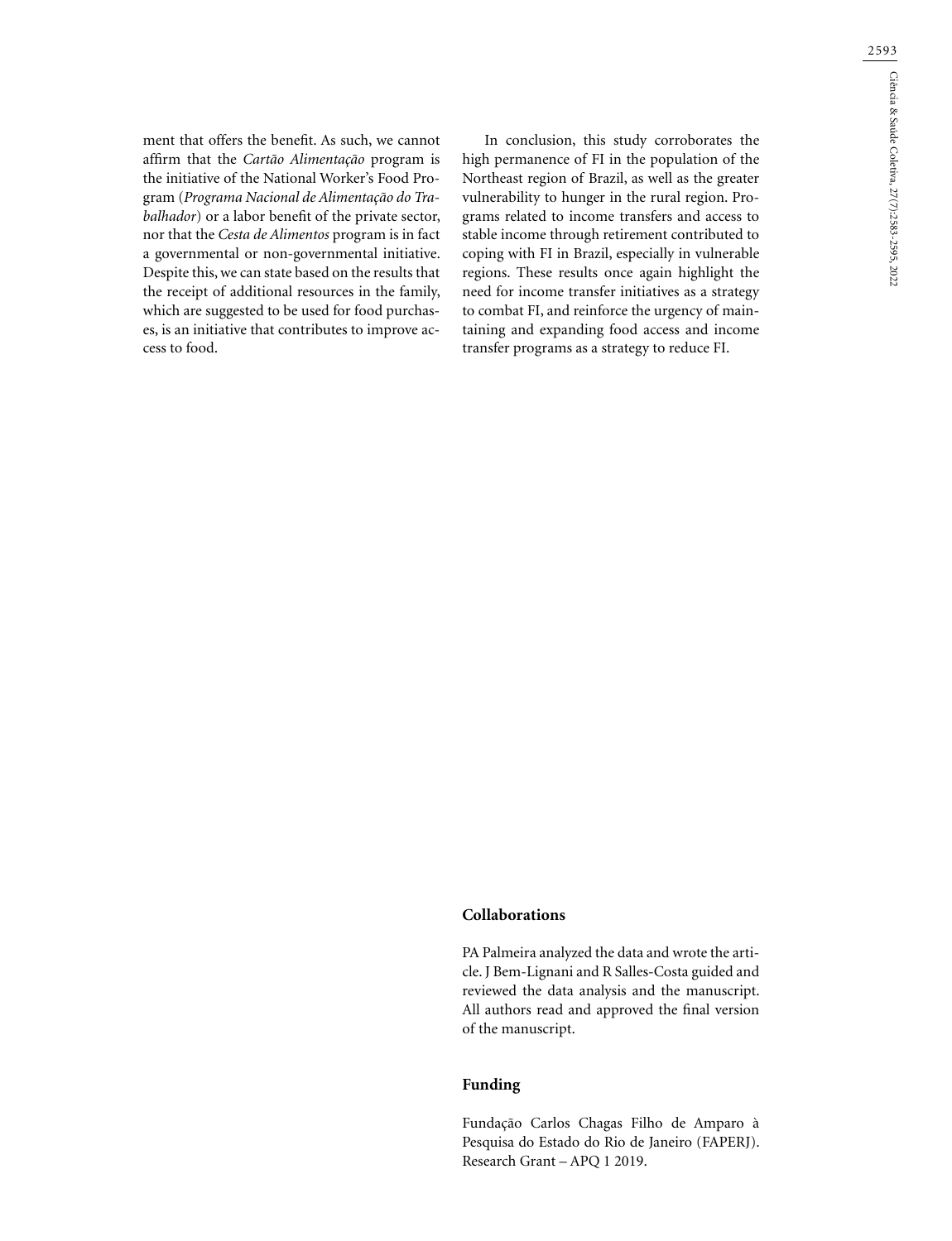ment that offers the benefit. As such, we cannot affirm that the *Cartão Alimentação* program is the initiative of the National Worker's Food Program (*Programa Nacional de Alimentação do Trabalhador*) or a labor benefit of the private sector, nor that the *Cesta de Alimentos* program is in fact a governmental or non-governmental initiative. Despite this, we can state based on the results that the receipt of additional resources in the family, which are suggested to be used for food purchases, is an initiative that contributes to improve access to food.

In conclusion, this study corroborates the high permanence of FI in the population of the Northeast region of Brazil, as well as the greater vulnerability to hunger in the rural region. Programs related to income transfers and access to stable income through retirement contributed to coping with FI in Brazil, especially in vulnerable regions. These results once again highlight the need for income transfer initiatives as a strategy to combat FI, and reinforce the urgency of maintaining and expanding food access and income transfer programs as a strategy to reduce FI.

## Collaborations

PA Palmeira analyzed the data and wrote the article. J Bem-Lignani and R Salles-Costa guided and reviewed the data analysis and the manuscript. All authors read and approved the final version of the manuscript.

## Funding

Fundação Carlos Chagas Filho de Amparo à Pesquisa do Estado do Rio de Janeiro (FAPERJ). Research Grant – APQ 1 2019.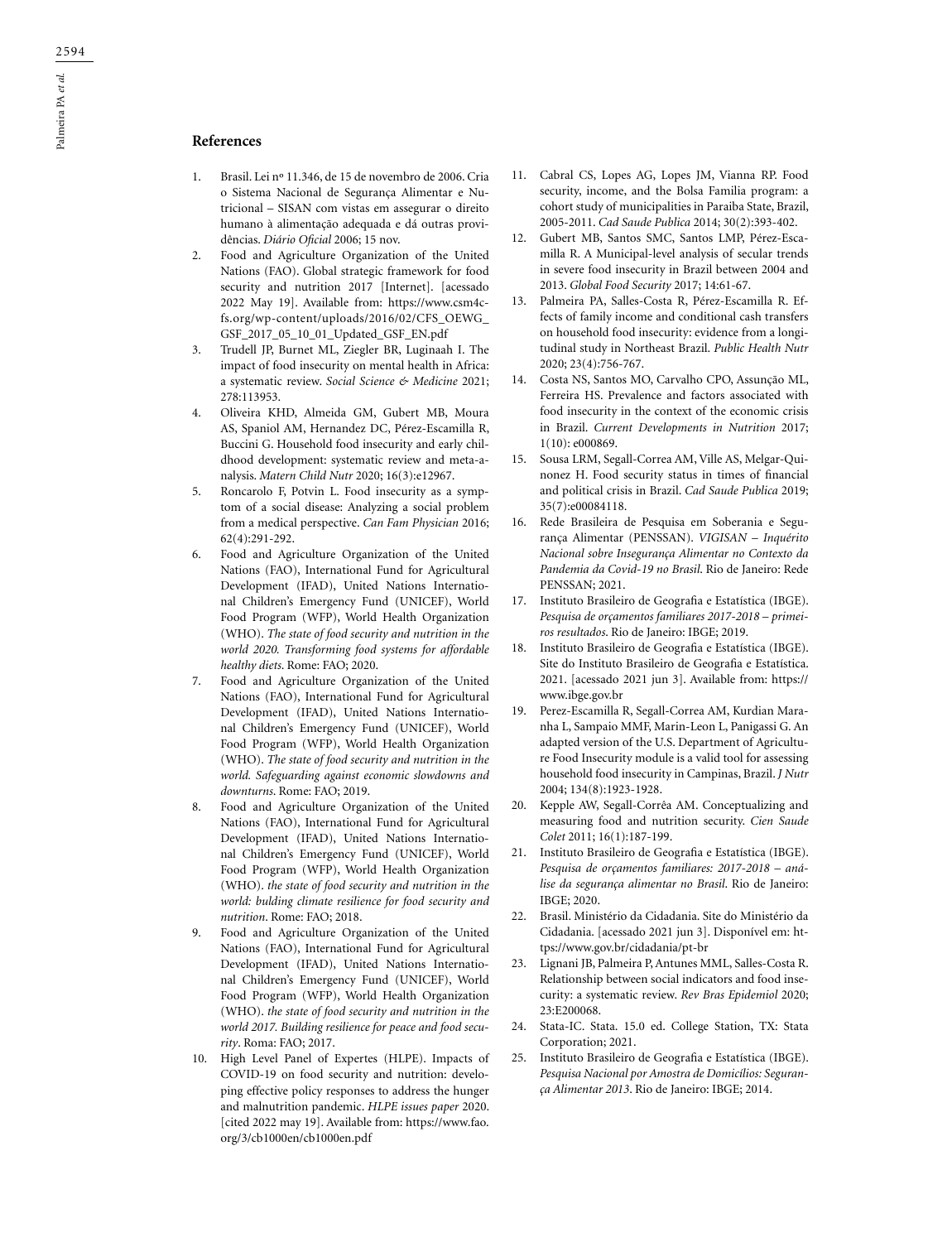## References

1. Brasil. Lei nº 11.346, de 15 de novembro de 2006. Cria o Sistema Nacional de Segurança Alimentar e Nutricional – SISAN com vistas em assegurar o direito humano à alimentação adequada e dá outras providências. *Diário Oficial* 2006; 15 nov.
2. Food and Agriculture Organization of the United Nations (FAO). Global strategic framework for food security and nutrition 2017 [Internet]. [acessado 2022 May 19]. Available from: https://www.csm4cfs.org/wp-content/uploads/2016/02/CFS_OEWG_GSF_2017_05_10_01_Updated_GSF_EN.pdf
3. Trudell JP, Burnet ML, Ziegler BR, Luginaah I. The impact of food insecurity on mental health in Africa: a systematic review. *Social Science & Medicine* 2021; 278:113953.
4. Oliveira KHD, Almeida GM, Gubert MB, Moura AS, Spaniol AM, Hernandez DC, Pérez-Escamilla R, Buccini G. Household food insecurity and early childhood development: systematic review and meta-analysis. *Matern Child Nutr* 2020; 16(3):e12967.
5. Roncarolo F, Potvin L. Food insecurity as a symptom of a social disease: Analyzing a social problem from a medical perspective. *Can Fam Physician* 2016; 62(4):291-292.
6. Food and Agriculture Organization of the United Nations (FAO), International Fund for Agricultural Development (IFAD), United Nations International Children's Emergency Fund (UNICEF), World Food Program (WFP), World Health Organization (WHO). *The state of food security and nutrition in the world 2020. Transforming food systems for affordable healthy diets*. Rome: FAO; 2020.
7. Food and Agriculture Organization of the United Nations (FAO), International Fund for Agricultural Development (IFAD), United Nations International Children's Emergency Fund (UNICEF), World Food Program (WFP), World Health Organization (WHO). *The state of food security and nutrition in the world. Safeguarding against economic slowdowns and downturns*. Rome: FAO; 2019.
8. Food and Agriculture Organization of the United Nations (FAO), International Fund for Agricultural Development (IFAD), United Nations International Children's Emergency Fund (UNICEF), World Food Program (WFP), World Health Organization (WHO). *the state of food security and nutrition in the world: bulding climate resilience for food security and nutrition*. Rome: FAO; 2018.
9. Food and Agriculture Organization of the United Nations (FAO), International Fund for Agricultural Development (IFAD), United Nations International Children's Emergency Fund (UNICEF), World Food Program (WFP), World Health Organization (WHO). *the state of food security and nutrition in the world 2017. Building resilience for peace and food security*. Roma: FAO; 2017.
10. High Level Panel of Expertes (HLPE). Impacts of COVID-19 on food security and nutrition: developing effective policy responses to address the hunger and malnutrition pandemic. *HLPE issues paper* 2020. [cited 2022 may 19]. Available from: https://www.fao.org/3/cb1000en/cb1000en.pdf
11. Cabral CS, Lopes AG, Lopes JM, Vianna RP. Food security, income, and the Bolsa Familia program: a cohort study of municipalities in Paraiba State, Brazil, 2005-2011. *Cad Saude Publica* 2014; 30(2):393-402.
12. Gubert MB, Santos SMC, Santos LMP, Pérez-Escamilla R. A Municipal-level analysis of secular trends in severe food insecurity in Brazil between 2004 and 2013. *Global Food Security* 2017; 14:61-67.
13. Palmeira PA, Salles-Costa R, Pérez-Escamilla R. Effects of family income and conditional cash transfers on household food insecurity: evidence from a longitudinal study in Northeast Brazil. *Public Health Nutr* 2020; 23(4):756-767.
14. Costa NS, Santos MO, Carvalho CPO, Assunção ML, Ferreira HS. Prevalence and factors associated with food insecurity in the context of the economic crisis in Brazil. *Current Developments in Nutrition* 2017; 1(10): e000869.
15. Sousa LRM, Segall-Correa AM, Ville AS, Melgar-Quinonez H. Food security status in times of financial and political crisis in Brazil. *Cad Saude Publica* 2019; 35(7):e00084118.
16. Rede Brasileira de Pesquisa em Soberania e Segurança Alimentar (PENSSAN). *VIGISAN – Inquérito Nacional sobre Insegurança Alimentar no Contexto da Pandemia da Covid-19 no Brasil*. Rio de Janeiro: Rede PENSSAN; 2021.
17. Instituto Brasileiro de Geografia e Estatística (IBGE). *Pesquisa de orçamentos familiares 2017-2018 – primeiros resultados*. Rio de Janeiro: IBGE; 2019.
18. Instituto Brasileiro de Geografia e Estatística (IBGE). Site do Instituto Brasileiro de Geografia e Estatística. 2021. [acessado 2021 jun 3]. Available from: https://www.ibge.gov.br
19. Perez-Escamilla R, Segall-Correa AM, Kurdian Maranha L, Sampaio MMF, Marin-Leon L, Panigassi G. An adapted version of the U.S. Department of Agriculture Food Insecurity module is a valid tool for assessing household food insecurity in Campinas, Brazil. *J Nutr* 2004; 134(8):1923-1928.
20. Kepple AW, Segall-Corrêa AM. Conceptualizing and measuring food and nutrition security. *Cien Saude Colet* 2011; 16(1):187-199.
21. Instituto Brasileiro de Geografia e Estatística (IBGE). *Pesquisa de orçamentos familiares: 2017-2018 – análise da segurança alimentar no Brasil*. Rio de Janeiro: IBGE; 2020.
22. Brasil. Ministério da Cidadania. Site do Ministério da Cidadania. [acessado 2021 jun 3]. Disponível em: https://www.gov.br/cidadania/pt-br
23. Lignani JB, Palmeira P, Antunes MML, Salles-Costa R. Relationship between social indicators and food insecurity: a systematic review. *Rev Bras Epidemiol* 2020; 23:E200068.
24. Stata-IC. Stata. 15.0 ed. College Station, TX: Stata Corporation; 2021.
25. Instituto Brasileiro de Geografia e Estatística (IBGE). *Pesquisa Nacional por Amostra de Domicílios: Segurança Alimentar 2013*. Rio de Janeiro: IBGE; 2014.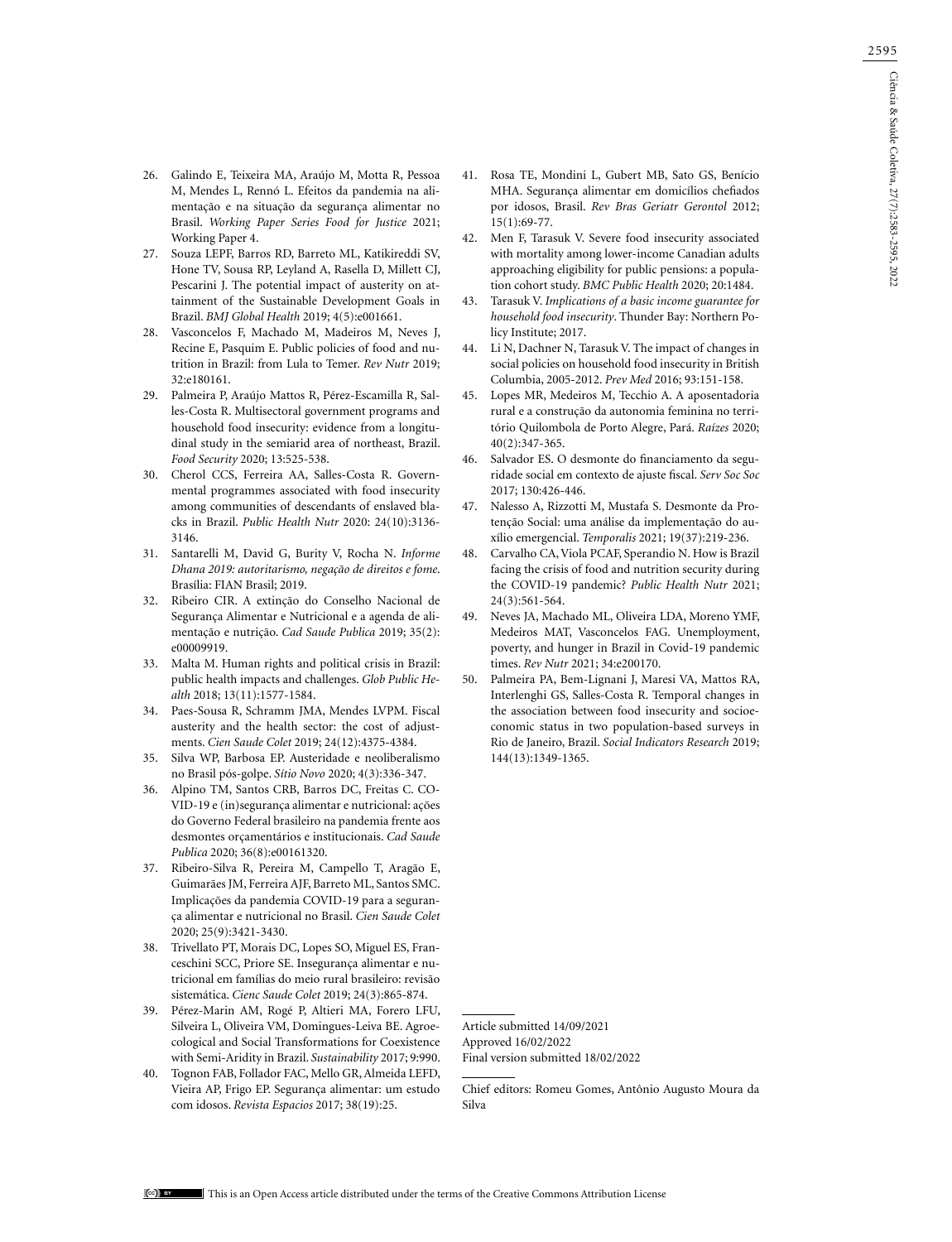26. Galindo E, Teixeira MA, Araújo M, Motta R, Pessoa M, Mendes L, Rennó L. Efeitos da pandemia na alimentação e na situação da segurança alimentar no Brasil. *Working Paper Series Food for Justice* 2021; Working Paper 4.
27. Souza LEPF, Barros RD, Barreto ML, Katikireddi SV, Hone TV, Sousa RP, Leyland A, Rasella D, Millett CJ, Pescarini J. The potential impact of austerity on attainment of the Sustainable Development Goals in Brazil. *BMJ Global Health* 2019; 4(5):e001661.
28. Vasconcelos F, Machado M, Madeiros M, Neves J, Recine E, Pasquim E. Public policies of food and nutrition in Brazil: from Lula to Temer. *Rev Nutr* 2019; 32:e180161.
29. Palmeira P, Araújo Mattos R, Pérez-Escamilla R, Salles-Costa R. Multisectoral government programs and household food insecurity: evidence from a longitudinal study in the semiarid area of northeast, Brazil. *Food Security* 2020; 13:525-538.
30. Cherol CCS, Ferreira AA, Salles-Costa R. Governmental programmes associated with food insecurity among communities of descendants of enslaved blacks in Brazil. *Public Health Nutr* 2020: 24(10):3136-3146.
31. Santarelli M, David G, Burity V, Rocha N. *Informe Dhana 2019: autoritarismo, negação de direitos e fome*. Brasília: FIAN Brasil; 2019.
32. Ribeiro CIR. A extinção do Conselho Nacional de Segurança Alimentar e Nutricional e a agenda de alimentação e nutrição. *Cad Saude Publica* 2019; 35(2): e00009919.
33. Malta M. Human rights and political crisis in Brazil: public health impacts and challenges. *Glob Public Health* 2018; 13(11):1577-1584.
34. Paes-Sousa R, Schramm JMA, Mendes LVPM. Fiscal austerity and the health sector: the cost of adjustments. *Cien Saude Colet* 2019; 24(12):4375-4384.
35. Silva WP, Barbosa EP. Austeridade e neoliberalismo no Brasil pós-golpe. *Sítio Novo* 2020; 4(3):336-347.
36. Alpino TM, Santos CRB, Barros DC, Freitas C. COVID-19 e (in)segurança alimentar e nutricional: ações do Governo Federal brasileiro na pandemia frente aos desmontes orçamentários e institucionais. *Cad Saude Publica* 2020; 36(8):e00161320.
37. Ribeiro-Silva R, Pereira M, Campello T, Aragão E, Guimarães JM, Ferreira AJF, Barreto ML, Santos SMC. Implicações da pandemia COVID-19 para a segurança alimentar e nutricional no Brasil. *Cien Saude Colet* 2020; 25(9):3421-3430.
38. Trivellato PT, Morais DC, Lopes SO, Miguel ES, Franceschini SCC, Priore SE. Insegurança alimentar e nutricional em famílias do meio rural brasileiro: revisão sistemática. *Cienc Saude Colet* 2019; 24(3):865-874.
39. Pérez-Marin AM, Rogé P, Altieri MA, Forero LFU, Silveira L, Oliveira VM, Domingues-Leiva BE. Agroecological and Social Transformations for Coexistence with Semi-Aridity in Brazil. *Sustainability* 2017; 9:990.
40. Tognon FAB, Follador FAC, Mello GR, Almeida LEFD, Vieira AP, Frigo EP. Segurança alimentar: um estudo com idosos. *Revista Espacios* 2017; 38(19):25.
41. Rosa TE, Mondini L, Gubert MB, Sato GS, Benício MHA. Segurança alimentar em domicílios chefiados por idosos, Brasil. *Rev Bras Geriatr Gerontol* 2012; 15(1):69-77.
42. Men F, Tarasuk V. Severe food insecurity associated with mortality among lower-income Canadian adults approaching eligibility for public pensions: a population cohort study. *BMC Public Health* 2020; 20:1484.
43. Tarasuk V. *Implications of a basic income guarantee for household food insecurity*. Thunder Bay: Northern Policy Institute; 2017.
44. Li N, Dachner N, Tarasuk V. The impact of changes in social policies on household food insecurity in British Columbia, 2005-2012. *Prev Med* 2016; 93:151-158.
45. Lopes MR, Medeiros M, Tecchio A. A aposentadoria rural e a construção da autonomia feminina no território Quilombola de Porto Alegre, Pará. *Raízes* 2020; 40(2):347-365.
46. Salvador ES. O desmonte do financiamento da seguridade social em contexto de ajuste fiscal. *Serv Soc Soc* 2017; 130:426-446.
47. Nalesso A, Rizzotti M, Mustafa S. Desmonte da Proteção Social: uma análise da implementação do auxílio emergencial. *Temporalis* 2021; 19(37):219-236.
48. Carvalho CA, Viola PCAF, Sperandio N. How is Brazil facing the crisis of food and nutrition security during the COVID-19 pandemic? *Public Health Nutr* 2021; 24(3):561-564.
49. Neves JA, Machado ML, Oliveira LDA, Moreno YMF, Medeiros MAT, Vasconcelos FAG. Unemployment, poverty, and hunger in Brazil in Covid-19 pandemic times. *Rev Nutr* 2021; 34:e200170.
50. Palmeira PA, Bem-Lignani J, Maresi VA, Mattos RA, Interlenghi GS, Salles-Costa R. Temporal changes in the association between food insecurity and socioeconomic status in two population-based surveys in Rio de Janeiro, Brazil. *Social Indicators Research* 2019; 144(13):1349-1365.

Article submitted 14/09/2021
Approved 16/02/2022
Final version submitted 18/02/2022

Chief editors: Romeu Gomes, Antônio Augusto Moura da Silva

This is an Open Access article distributed under the terms of the Creative Commons Attribution License